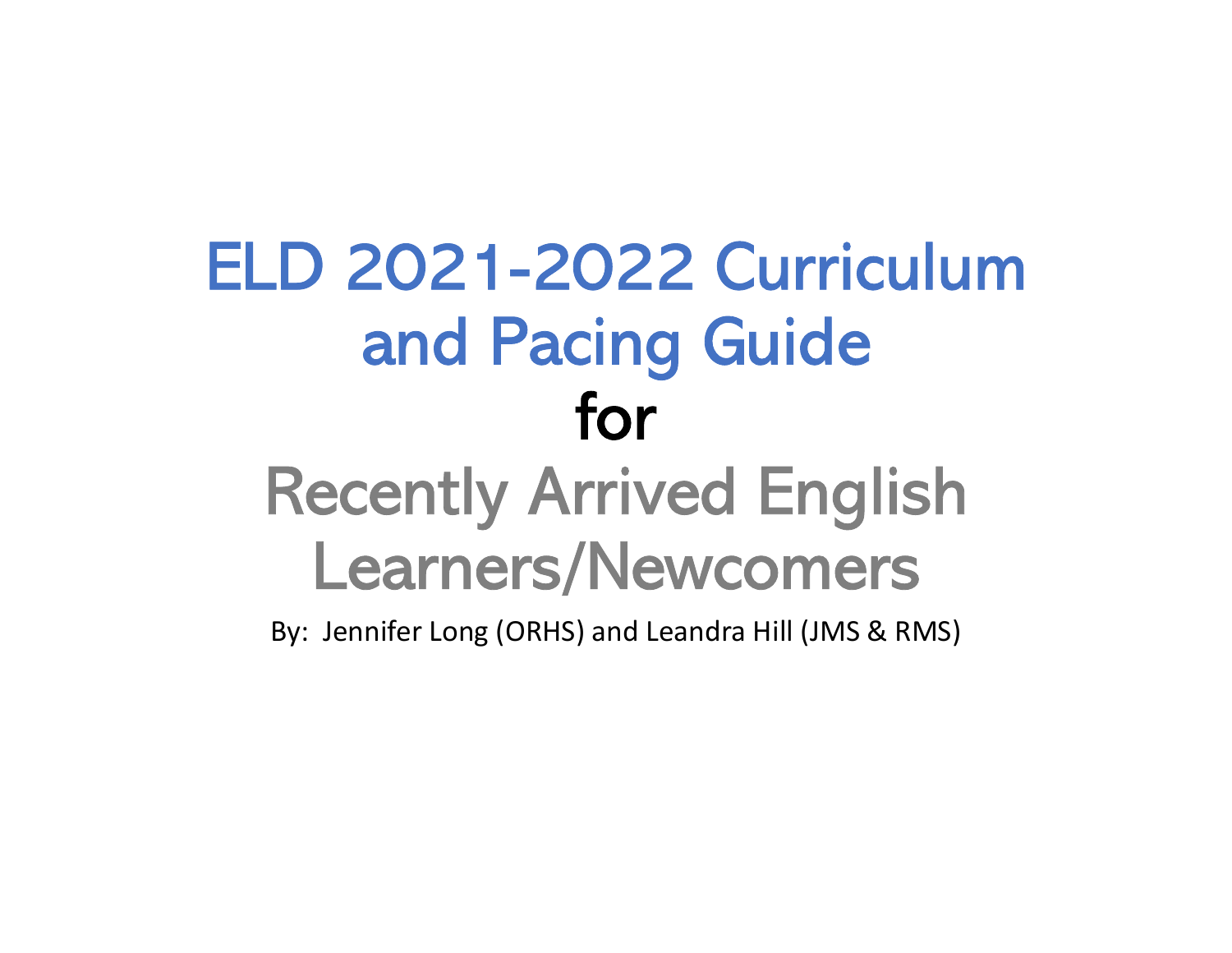# ELD 2021-2022 Curriculum and Pacing Guide

for

## Recently Arrived English Learners/Newcomers

By: Jennifer Long (ORHS) and Leandra Hill (JMS & RMS)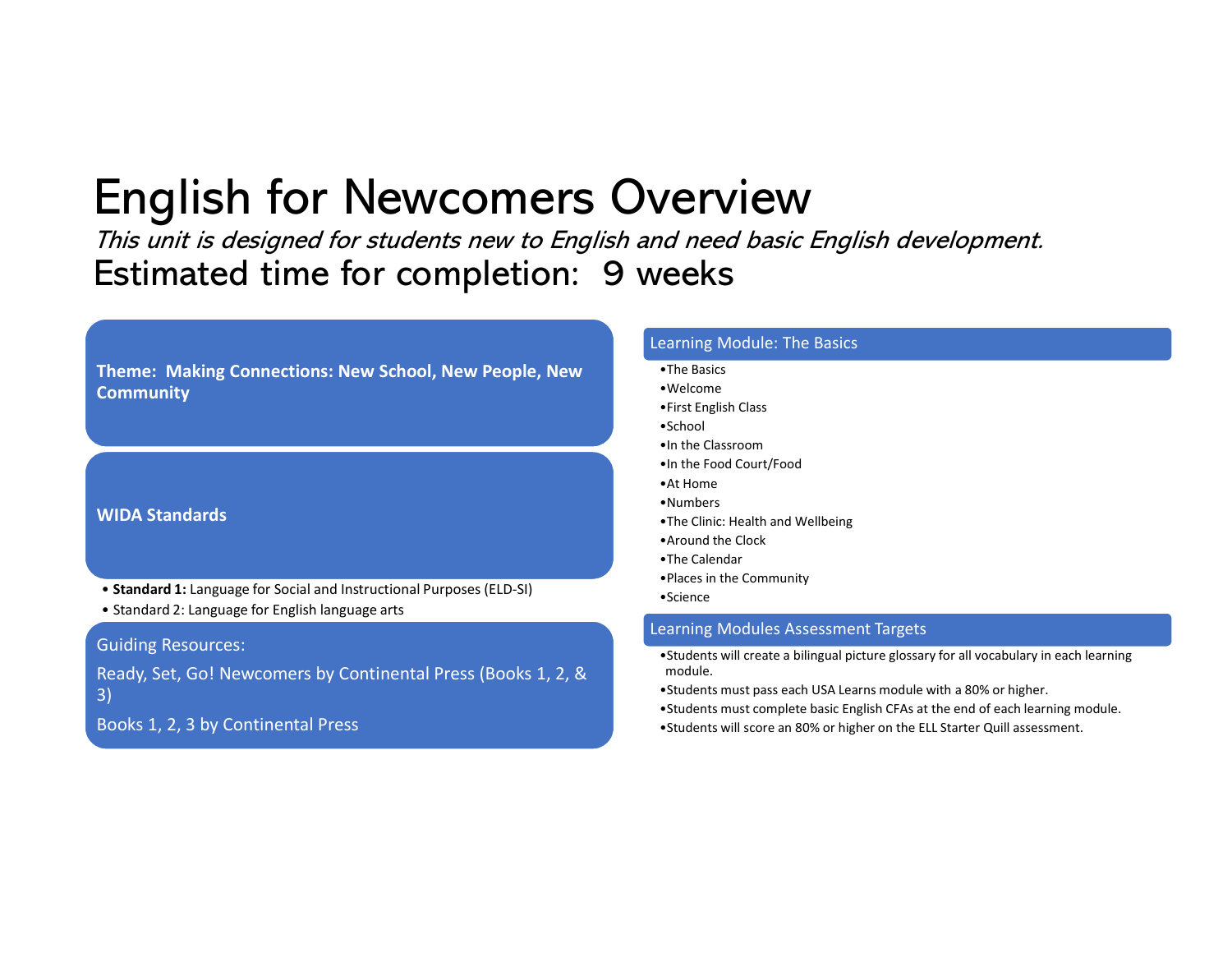# English for Newcomers Overview

*This unit is designed for students new to English and need basic English development.*

## Estimated time for completion: 9 weeks

**Theme: Making Connections: New School, New People, New Community**

**WIDA Standards**

- **Standard 1:** Language for Social and Instructional Purposes (ELD-SI)
- Standard 2: Language for English language arts

Guiding Resources:

Ready, Set, Go! Newcomers by Continental Press (Books 1, 2, & 3)

Books 1, 2, 3 by Continental Press

### Learning Module: The Basics

- The Basics
- Welcome
- First English Class
- School
- In the Classroom
- In the Food Court/Food
- At Home
- Numbers
- The Clinic: Health and Wellbeing
- Around the Clock
- The Calendar
- Places in the Community
- Science

### Learning Modules Assessment Targets

- Students will create a bilingual picture glossary for all vocabulary in each learning module.
- Students must pass each USA Learns module with a 80% or higher.
- Students must complete basic English CFAs at the end of each learning module.
- Students will score an 80% or higher on the ELL Starter Quill assessment.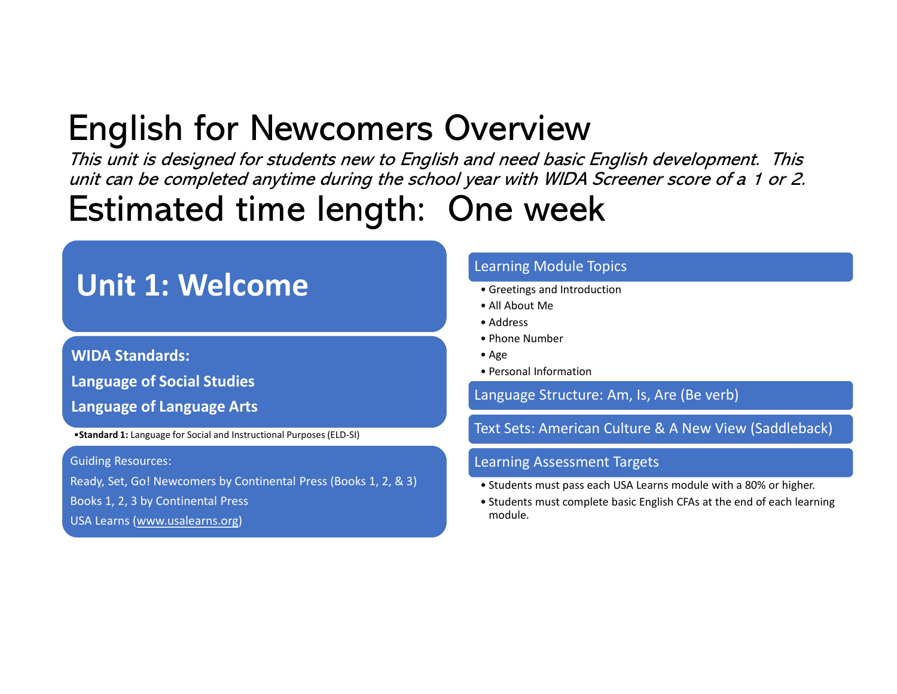# English for Newcomers Overview

*This unit is designed for students new to English and need basic English development. This unit can be completed anytime during the school year with WIDA Screener score of a 1 or 2.*

# Estimated time length: One week

## Unit 1: Welcome

**WIDA Standards:**

**Language of Social Studies**

**Language of Language Arts**

- **Standard 1:** Language for Social and Instructional Purposes (ELD-SI)

Guiding Resources:

Ready, Set, Go! Newcomers by Continental Press (Books 1, 2, & 3)

Books 1, 2, 3 by Continental Press

USA Learns (www.usalearns.org)

### Learning Module Topics

- Greetings and Introduction
- All About Me
- Address
- Phone Number
- Age
- Personal Information

### Language Structure: Am, Is, Are (Be verb)

### Text Sets: American Culture & A New View (Saddleback)

### Learning Assessment Targets

- Students must pass each USA Learns module with a 80% or higher.
- Students must complete basic English CFAs at the end of each learning module.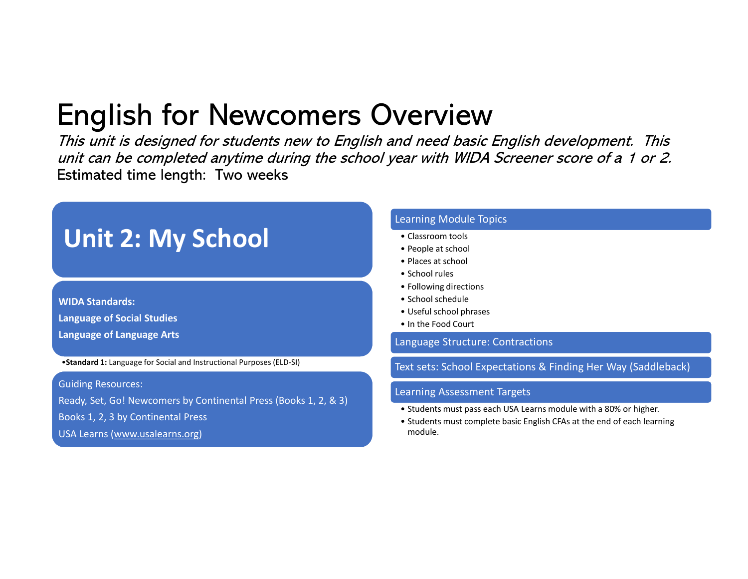# English for Newcomers Overview

*This unit is designed for students new to English and need basic English development. This unit can be completed anytime during the school year with WIDA Screener score of a 1 or 2.*

Estimated time length: Two weeks

## Unit 2: My School

**WIDA Standards:**

**Language of Social Studies**

**Language of Language Arts**

- **Standard 1:** Language for Social and Instructional Purposes (ELD-SI)

Guiding Resources:

Ready, Set, Go! Newcomers by Continental Press (Books 1, 2, & 3)

Books 1, 2, 3 by Continental Press

USA Learns (www.usalearns.org)

### Learning Module Topics

- Classroom tools
- People at school
- Places at school
- School rules
- Following directions
- School schedule
- Useful school phrases
- In the Food Court

### Language Structure: Contractions

### Text sets: School Expectations & Finding Her Way (Saddleback)

### Learning Assessment Targets

- Students must pass each USA Learns module with a 80% or higher.
- Students must complete basic English CFAs at the end of each learning module.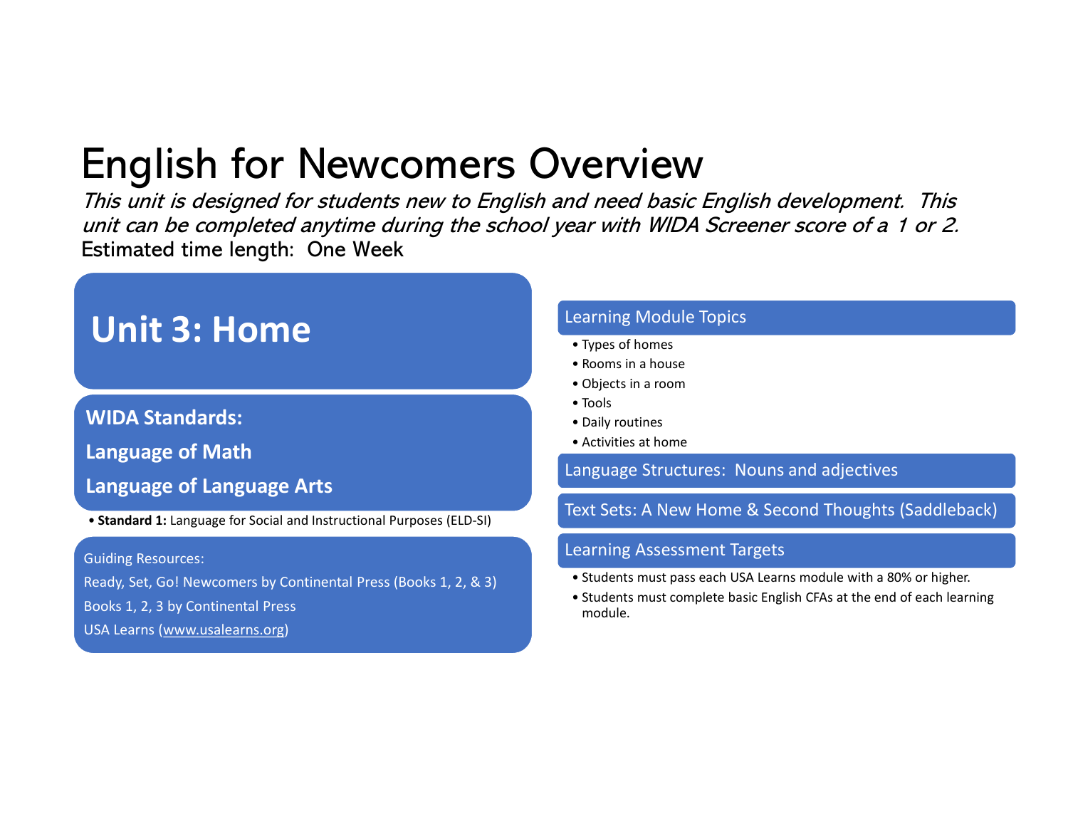# English for Newcomers Overview

*This unit is designed for students new to English and need basic English development. This unit can be completed anytime during the school year with WIDA Screener score of a 1 or 2.*

Estimated time length: One Week

## Unit 3: Home

**WIDA Standards:**

**Language of Math**

**Language of Language Arts**

- **Standard 1:** Language for Social and Instructional Purposes (ELD-SI)

Guiding Resources:

Ready, Set, Go! Newcomers by Continental Press (Books 1, 2, & 3)

Books 1, 2, 3 by Continental Press

USA Learns (www.usalearns.org)

### Learning Module Topics

- Types of homes
- Rooms in a house
- Objects in a room
- Tools
- Daily routines
- Activities at home

### Language Structures: Nouns and adjectives

### Text Sets: A New Home & Second Thoughts (Saddleback)

### Learning Assessment Targets

- Students must pass each USA Learns module with a 80% or higher.
- Students must complete basic English CFAs at the end of each learning module.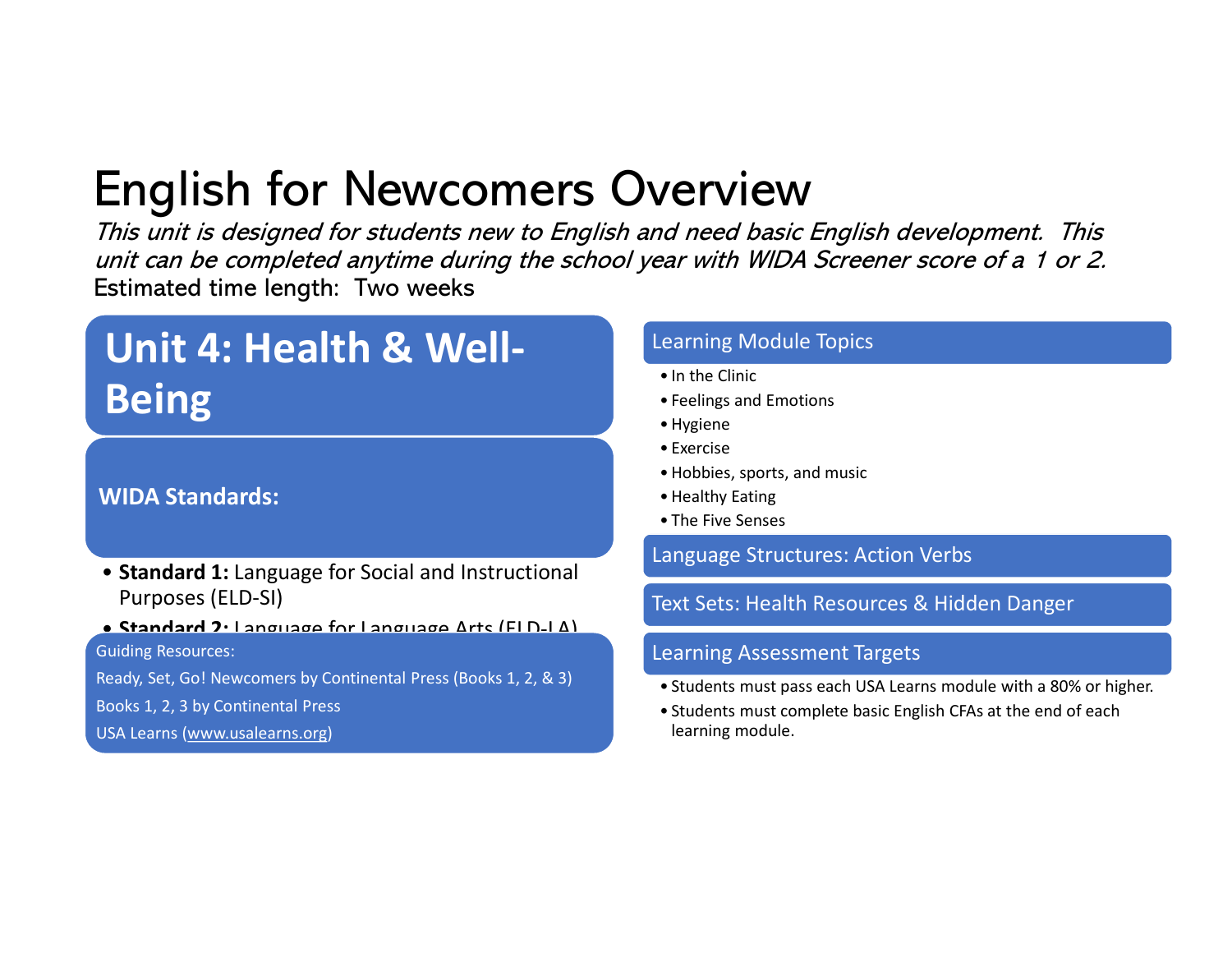# English for Newcomers Overview

*This unit is designed for students new to English and need basic English development. This unit can be completed anytime during the school year with WIDA Screener score of a 1 or 2.*

Estimated time length: Two weeks

## Unit 4: Health & Well-Being

### WIDA Standards:

- **Standard 1:** Language for Social and Instructional Purposes (ELD-SI)
- **Standard 2:** Language for Language Arts (ELD-LA)

Guiding Resources:

Ready, Set, Go! Newcomers by Continental Press (Books 1, 2, & 3)

Books 1, 2, 3 by Continental Press

USA Learns (www.usalearns.org)

### Learning Module Topics

- In the Clinic
- Feelings and Emotions
- Hygiene
- Exercise
- Hobbies, sports, and music
- Healthy Eating
- The Five Senses

### Language Structures: Action Verbs

### Text Sets: Health Resources & Hidden Danger

### Learning Assessment Targets

- Students must pass each USA Learns module with a 80% or higher.
- Students must complete basic English CFAs at the end of each learning module.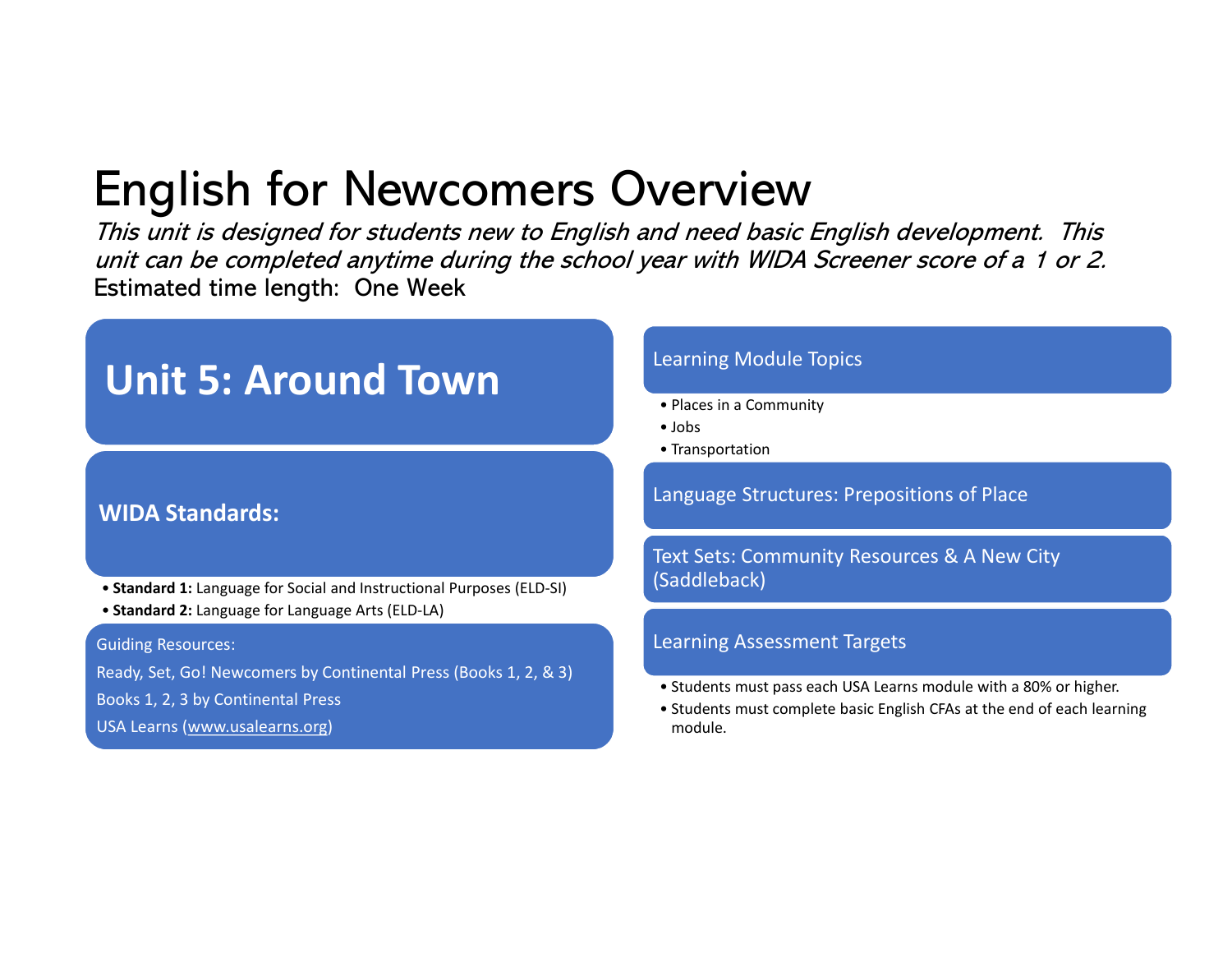# English for Newcomers Overview

*This unit is designed for students new to English and need basic English development. This unit can be completed anytime during the school year with WIDA Screener score of a 1 or 2.*

Estimated time length: One Week

## Unit 5: Around Town

### WIDA Standards:

- **Standard 1:** Language for Social and Instructional Purposes (ELD-SI)
- **Standard 2:** Language for Language Arts (ELD-LA)

Guiding Resources:

Ready, Set, Go! Newcomers by Continental Press (Books 1, 2, & 3)

Books 1, 2, 3 by Continental Press

USA Learns (www.usalearns.org)

### Learning Module Topics

- Places in a Community
- Jobs
- Transportation

### Language Structures: Prepositions of Place

### Text Sets: Community Resources & A New City (Saddleback)

### Learning Assessment Targets

- Students must pass each USA Learns module with a 80% or higher.
- Students must complete basic English CFAs at the end of each learning module.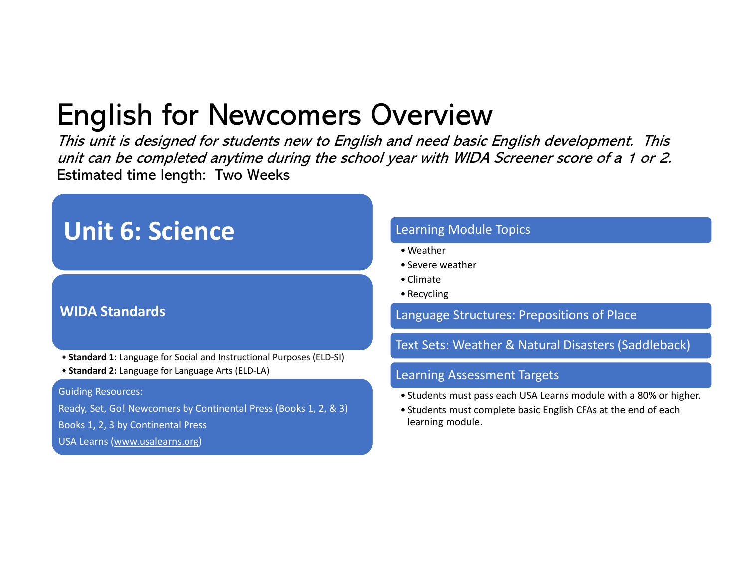# English for Newcomers Overview

*This unit is designed for students new to English and need basic English development. This unit can be completed anytime during the school year with WIDA Screener score of a 1 or 2.*

Estimated time length: Two Weeks

## Unit 6: Science

### WIDA Standards

- **Standard 1:** Language for Social and Instructional Purposes (ELD-SI)
- **Standard 2:** Language for Language Arts (ELD-LA)

Guiding Resources:

Ready, Set, Go! Newcomers by Continental Press (Books 1, 2, & 3)

Books 1, 2, 3 by Continental Press

USA Learns (www.usalearns.org)

### Learning Module Topics

- Weather
- Severe weather
- Climate
- Recycling

### Language Structures: Prepositions of Place

### Text Sets: Weather & Natural Disasters (Saddleback)

### Learning Assessment Targets

- Students must pass each USA Learns module with a 80% or higher.
- Students must complete basic English CFAs at the end of each learning module.